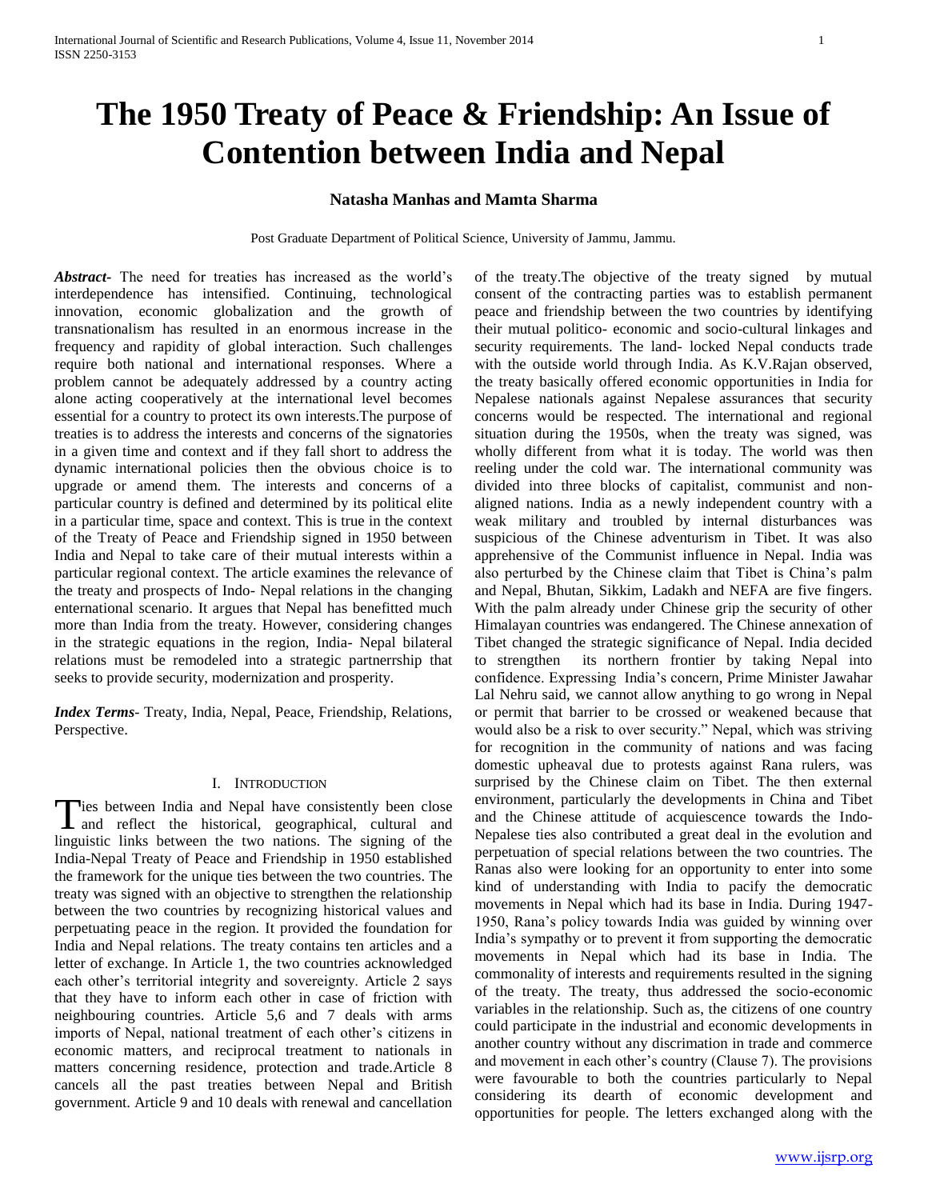# The 1950 Treaty of Peace & Friendship: An Issue of Contention between India and Nepal

**Natasha Manhas and Mamta Sharma**

Post Graduate Department of Political Science, University of Jammu, Jammu.

***Abstract***- The need for treaties has increased as the world's interdependence has intensified. Continuing, technological innovation, economic globalization and the growth of transnationalism has resulted in an enormous increase in the frequency and rapidity of global interaction. Such challenges require both national and international responses. Where a problem cannot be adequately addressed by a country acting alone acting cooperatively at the international level becomes essential for a country to protect its own interests.The purpose of treaties is to address the interests and concerns of the signatories in a given time and context and if they fall short to address the dynamic international policies then the obvious choice is to upgrade or amend them. The interests and concerns of a particular country is defined and determined by its political elite in a particular time, space and context. This is true in the context of the Treaty of Peace and Friendship signed in 1950 between India and Nepal to take care of their mutual interests within a particular regional context. The article examines the relevance of the treaty and prospects of Indo- Nepal relations in the changing enternational scenario. It argues that Nepal has benefitted much more than India from the treaty. However, considering changes in the strategic equations in the region, India- Nepal bilateral relations must be remodeled into a strategic partnerrship that seeks to provide security, modernization and prosperity.

***Index Terms***- Treaty, India, Nepal, Peace, Friendship, Relations, Perspective.

## I. Introduction

Ties between India and Nepal have consistently been close and reflect the historical, geographical, cultural and linguistic links between the two nations. The signing of the India-Nepal Treaty of Peace and Friendship in 1950 established the framework for the unique ties between the two countries. The treaty was signed with an objective to strengthen the relationship between the two countries by recognizing historical values and perpetuating peace in the region. It provided the foundation for India and Nepal relations. The treaty contains ten articles and a letter of exchange. In Article 1, the two countries acknowledged each other's territorial integrity and sovereignty. Article 2 says that they have to inform each other in case of friction with neighbouring countries. Article 5,6 and 7 deals with arms imports of Nepal, national treatment of each other's citizens in economic matters, and reciprocal treatment to nationals in matters concerning residence, protection and trade.Article 8 cancels all the past treaties between Nepal and British government. Article 9 and 10 deals with renewal and cancellation of the treaty.The objective of the treaty signed by mutual consent of the contracting parties was to establish permanent peace and friendship between the two countries by identifying their mutual politico- economic and socio-cultural linkages and security requirements. The land- locked Nepal conducts trade with the outside world through India. As K.V.Rajan observed, the treaty basically offered economic opportunities in India for Nepalese nationals against Nepalese assurances that security concerns would be respected. The international and regional situation during the 1950s, when the treaty was signed, was wholly different from what it is today. The world was then reeling under the cold war. The international community was divided into three blocks of capitalist, communist and non-aligned nations. India as a newly independent country with a weak military and troubled by internal disturbances was suspicious of the Chinese adventurism in Tibet. It was also apprehensive of the Communist influence in Nepal. India was also perturbed by the Chinese claim that Tibet is China's palm and Nepal, Bhutan, Sikkim, Ladakh and NEFA are five fingers. With the palm already under Chinese grip the security of other Himalayan countries was endangered. The Chinese annexation of Tibet changed the strategic significance of Nepal. India decided to strengthen its northern frontier by taking Nepal into confidence. Expressing India's concern, Prime Minister Jawahar Lal Nehru said, we cannot allow anything to go wrong in Nepal or permit that barrier to be crossed or weakened because that would also be a risk to over security." Nepal, which was striving for recognition in the community of nations and was facing domestic upheaval due to protests against Rana rulers, was surprised by the Chinese claim on Tibet. The then external environment, particularly the developments in China and Tibet and the Chinese attitude of acquiescence towards the Indo-Nepalese ties also contributed a great deal in the evolution and perpetuation of special relations between the two countries. The Ranas also were looking for an opportunity to enter into some kind of understanding with India to pacify the democratic movements in Nepal which had its base in India. During 1947-1950, Rana's policy towards India was guided by winning over India's sympathy or to prevent it from supporting the democratic movements in Nepal which had its base in India. The commonality of interests and requirements resulted in the signing of the treaty. The treaty, thus addressed the socio-economic variables in the relationship. Such as, the citizens of one country could participate in the industrial and economic developments in another country without any discrimination in trade and commerce and movement in each other's country (Clause 7). The provisions were favourable to both the countries particularly to Nepal considering its dearth of economic development and opportunities for people. The letters exchanged along with the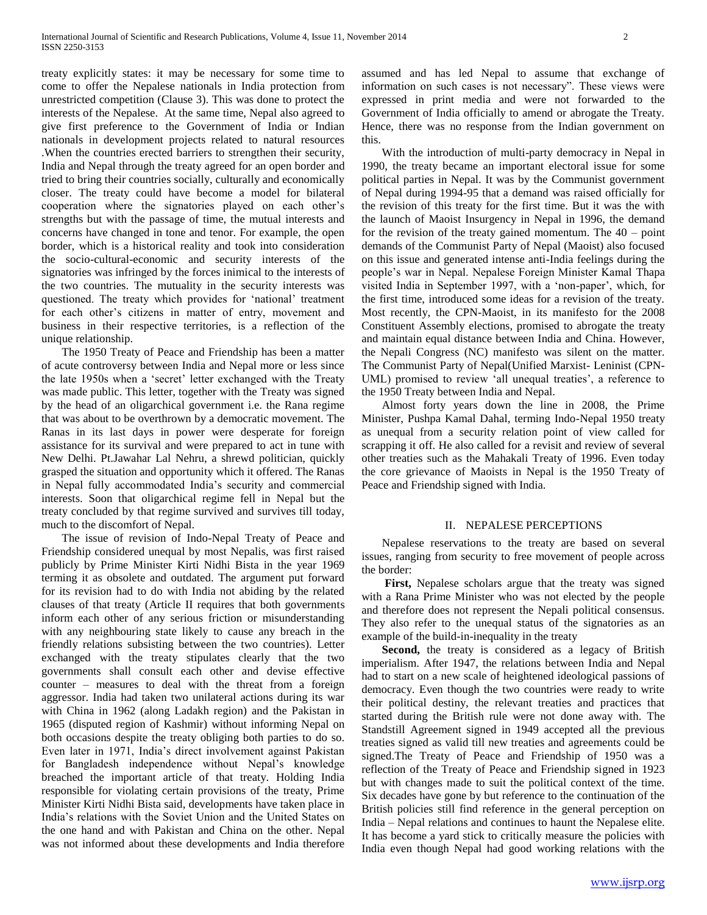treaty explicitly states: it may be necessary for some time to come to offer the Nepalese nationals in India protection from unrestricted competition (Clause 3). This was done to protect the interests of the Nepalese. At the same time, Nepal also agreed to give first preference to the Government of India or Indian nationals in development projects related to natural resources .When the countries erected barriers to strengthen their security, India and Nepal through the treaty agreed for an open border and tried to bring their countries socially, culturally and economically closer. The treaty could have become a model for bilateral cooperation where the signatories played on each other's strengths but with the passage of time, the mutual interests and concerns have changed in tone and tenor. For example, the open border, which is a historical reality and took into consideration the socio-cultural-economic and security interests of the signatories was infringed by the forces inimical to the interests of the two countries. The mutuality in the security interests was questioned. The treaty which provides for 'national' treatment for each other's citizens in matter of entry, movement and business in their respective territories, is a reflection of the unique relationship.

The 1950 Treaty of Peace and Friendship has been a matter of acute controversy between India and Nepal more or less since the late 1950s when a 'secret' letter exchanged with the Treaty was made public. This letter, together with the Treaty was signed by the head of an oligarchical government i.e. the Rana regime that was about to be overthrown by a democratic movement. The Ranas in its last days in power were desperate for foreign assistance for its survival and were prepared to act in tune with New Delhi. Pt.Jawahar Lal Nehru, a shrewd politician, quickly grasped the situation and opportunity which it offered. The Ranas in Nepal fully accommodated India's security and commercial interests. Soon that oligarchical regime fell in Nepal but the treaty concluded by that regime survived and survives till today, much to the discomfort of Nepal.

The issue of revision of Indo-Nepal Treaty of Peace and Friendship considered unequal by most Nepalis, was first raised publicly by Prime Minister Kirti Nidhi Bista in the year 1969 terming it as obsolete and outdated. The argument put forward for its revision had to do with India not abiding by the related clauses of that treaty (Article II requires that both governments inform each other of any serious friction or misunderstanding with any neighbouring state likely to cause any breach in the friendly relations subsisting between the two countries). Letter exchanged with the treaty stipulates clearly that the two governments shall consult each other and devise effective counter – measures to deal with the threat from a foreign aggressor. India had taken two unilateral actions during its war with China in 1962 (along Ladakh region) and the Pakistan in 1965 (disputed region of Kashmir) without informing Nepal on both occasions despite the treaty obliging both parties to do so. Even later in 1971, India's direct involvement against Pakistan for Bangladesh independence without Nepal's knowledge breached the important article of that treaty. Holding India responsible for violating certain provisions of the treaty, Prime Minister Kirti Nidhi Bista said, developments have taken place in India's relations with the Soviet Union and the United States on the one hand and with Pakistan and China on the other. Nepal was not informed about these developments and India therefore assumed and has led Nepal to assume that exchange of information on such cases is not necessary". These views were expressed in print media and were not forwarded to the Government of India officially to amend or abrogate the Treaty. Hence, there was no response from the Indian government on this.

With the introduction of multi-party democracy in Nepal in 1990, the treaty became an important electoral issue for some political parties in Nepal. It was by the Communist government of Nepal during 1994-95 that a demand was raised officially for the revision of this treaty for the first time. But it was the with the launch of Maoist Insurgency in Nepal in 1996, the demand for the revision of the treaty gained momentum. The 40 – point demands of the Communist Party of Nepal (Maoist) also focused on this issue and generated intense anti-India feelings during the people's war in Nepal. Nepalese Foreign Minister Kamal Thapa visited India in September 1997, with a 'non-paper', which, for the first time, introduced some ideas for a revision of the treaty. Most recently, the CPN-Maoist, in its manifesto for the 2008 Constituent Assembly elections, promised to abrogate the treaty and maintain equal distance between India and China. However, the Nepali Congress (NC) manifesto was silent on the matter. The Communist Party of Nepal(Unified Marxist- Leninist (CPN-UML) promised to review 'all unequal treaties', a reference to the 1950 Treaty between India and Nepal.

Almost forty years down the line in 2008, the Prime Minister, Pushpa Kamal Dahal, terming Indo-Nepal 1950 treaty as unequal from a security relation point of view called for scrapping it off. He also called for a revisit and review of several other treaties such as the Mahakali Treaty of 1996. Even today the core grievance of Maoists in Nepal is the 1950 Treaty of Peace and Friendship signed with India.

## II. NEPALESE PERCEPTIONS

Nepalese reservations to the treaty are based on several issues, ranging from security to free movement of people across the border:

**First,** Nepalese scholars argue that the treaty was signed with a Rana Prime Minister who was not elected by the people and therefore does not represent the Nepali political consensus. They also refer to the unequal status of the signatories as an example of the build-in-inequality in the treaty

**Second,** the treaty is considered as a legacy of British imperialism. After 1947, the relations between India and Nepal had to start on a new scale of heightened ideological passions of democracy. Even though the two countries were ready to write their political destiny, the relevant treaties and practices that started during the British rule were not done away with. The Standstill Agreement signed in 1949 accepted all the previous treaties signed as valid till new treaties and agreements could be signed.The Treaty of Peace and Friendship of 1950 was a reflection of the Treaty of Peace and Friendship signed in 1923 but with changes made to suit the political context of the time. Six decades have gone by but reference to the continuation of the British policies still find reference in the general perception on India – Nepal relations and continues to haunt the Nepalese elite. It has become a yard stick to critically measure the policies with India even though Nepal had good working relations with the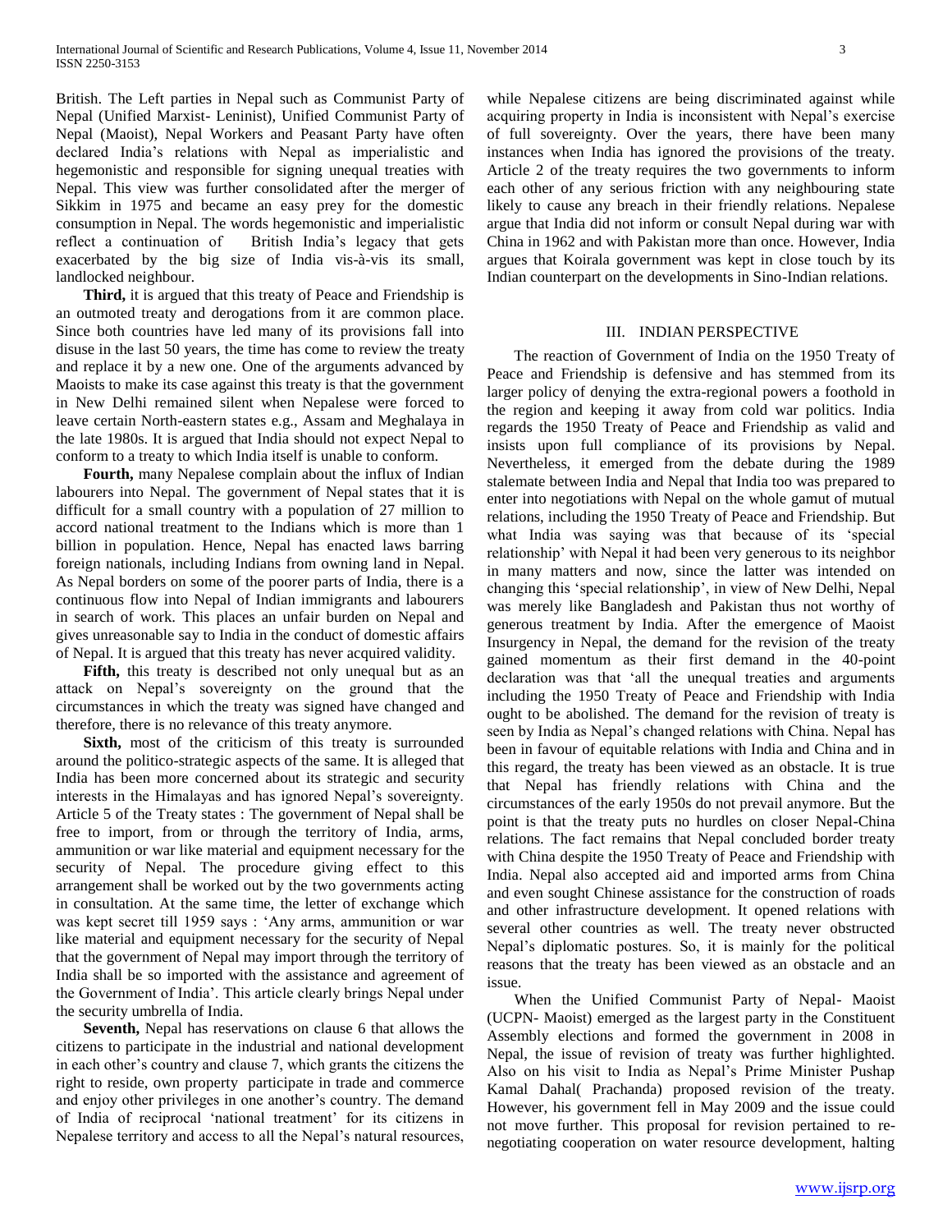British. The Left parties in Nepal such as Communist Party of Nepal (Unified Marxist- Leninist), Unified Communist Party of Nepal (Maoist), Nepal Workers and Peasant Party have often declared India's relations with Nepal as imperialistic and hegemonistic and responsible for signing unequal treaties with Nepal. This view was further consolidated after the merger of Sikkim in 1975 and became an easy prey for the domestic consumption in Nepal. The words hegemonistic and imperialistic reflect a continuation of British India's legacy that gets exacerbated by the big size of India vis-à-vis its small, landlocked neighbour.

**Third,** it is argued that this treaty of Peace and Friendship is an outmoted treaty and derogations from it are common place. Since both countries have led many of its provisions fall into disuse in the last 50 years, the time has come to review the treaty and replace it by a new one. One of the arguments advanced by Maoists to make its case against this treaty is that the government in New Delhi remained silent when Nepalese were forced to leave certain North-eastern states e.g., Assam and Meghalaya in the late 1980s. It is argued that India should not expect Nepal to conform to a treaty to which India itself is unable to conform.

**Fourth,** many Nepalese complain about the influx of Indian labourers into Nepal. The government of Nepal states that it is difficult for a small country with a population of 27 million to accord national treatment to the Indians which is more than 1 billion in population. Hence, Nepal has enacted laws barring foreign nationals, including Indians from owning land in Nepal. As Nepal borders on some of the poorer parts of India, there is a continuous flow into Nepal of Indian immigrants and labourers in search of work. This places an unfair burden on Nepal and gives unreasonable say to India in the conduct of domestic affairs of Nepal. It is argued that this treaty has never acquired validity.

**Fifth,** this treaty is described not only unequal but as an attack on Nepal's sovereignty on the ground that the circumstances in which the treaty was signed have changed and therefore, there is no relevance of this treaty anymore.

**Sixth,** most of the criticism of this treaty is surrounded around the politico-strategic aspects of the same. It is alleged that India has been more concerned about its strategic and security interests in the Himalayas and has ignored Nepal's sovereignty. Article 5 of the Treaty states : The government of Nepal shall be free to import, from or through the territory of India, arms, ammunition or war like material and equipment necessary for the security of Nepal. The procedure giving effect to this arrangement shall be worked out by the two governments acting in consultation. At the same time, the letter of exchange which was kept secret till 1959 says : 'Any arms, ammunition or war like material and equipment necessary for the security of Nepal that the government of Nepal may import through the territory of India shall be so imported with the assistance and agreement of the Government of India'. This article clearly brings Nepal under the security umbrella of India.

**Seventh,** Nepal has reservations on clause 6 that allows the citizens to participate in the industrial and national development in each other's country and clause 7, which grants the citizens the right to reside, own property participate in trade and commerce and enjoy other privileges in one another's country. The demand of India of reciprocal 'national treatment' for its citizens in Nepalese territory and access to all the Nepal's natural resources, while Nepalese citizens are being discriminated against while acquiring property in India is inconsistent with Nepal's exercise of full sovereignty. Over the years, there have been many instances when India has ignored the provisions of the treaty. Article 2 of the treaty requires the two governments to inform each other of any serious friction with any neighbouring state likely to cause any breach in their friendly relations. Nepalese argue that India did not inform or consult Nepal during war with China in 1962 and with Pakistan more than once. However, India argues that Koirala government was kept in close touch by its Indian counterpart on the developments in Sino-Indian relations.

## III. INDIAN PERSPECTIVE

The reaction of Government of India on the 1950 Treaty of Peace and Friendship is defensive and has stemmed from its larger policy of denying the extra-regional powers a foothold in the region and keeping it away from cold war politics. India regards the 1950 Treaty of Peace and Friendship as valid and insists upon full compliance of its provisions by Nepal. Nevertheless, it emerged from the debate during the 1989 stalemate between India and Nepal that India too was prepared to enter into negotiations with Nepal on the whole gamut of mutual relations, including the 1950 Treaty of Peace and Friendship. But what India was saying was that because of its 'special relationship' with Nepal it had been very generous to its neighbor in many matters and now, since the latter was intended on changing this 'special relationship', in view of New Delhi, Nepal was merely like Bangladesh and Pakistan thus not worthy of generous treatment by India. After the emergence of Maoist Insurgency in Nepal, the demand for the revision of the treaty gained momentum as their first demand in the 40-point declaration was that 'all the unequal treaties and arguments including the 1950 Treaty of Peace and Friendship with India ought to be abolished. The demand for the revision of treaty is seen by India as Nepal's changed relations with China. Nepal has been in favour of equitable relations with India and China and in this regard, the treaty has been viewed as an obstacle. It is true that Nepal has friendly relations with China and the circumstances of the early 1950s do not prevail anymore. But the point is that the treaty puts no hurdles on closer Nepal-China relations. The fact remains that Nepal concluded border treaty with China despite the 1950 Treaty of Peace and Friendship with India. Nepal also accepted aid and imported arms from China and even sought Chinese assistance for the construction of roads and other infrastructure development. It opened relations with several other countries as well. The treaty never obstructed Nepal's diplomatic postures. So, it is mainly for the political reasons that the treaty has been viewed as an obstacle and an issue.

When the Unified Communist Party of Nepal- Maoist (UCPN- Maoist) emerged as the largest party in the Constituent Assembly elections and formed the government in 2008 in Nepal, the issue of revision of treaty was further highlighted. Also on his visit to India as Nepal's Prime Minister Pushap Kamal Dahal( Prachanda) proposed revision of the treaty. However, his government fell in May 2009 and the issue could not move further. This proposal for revision pertained to re-negotiating cooperation on water resource development, halting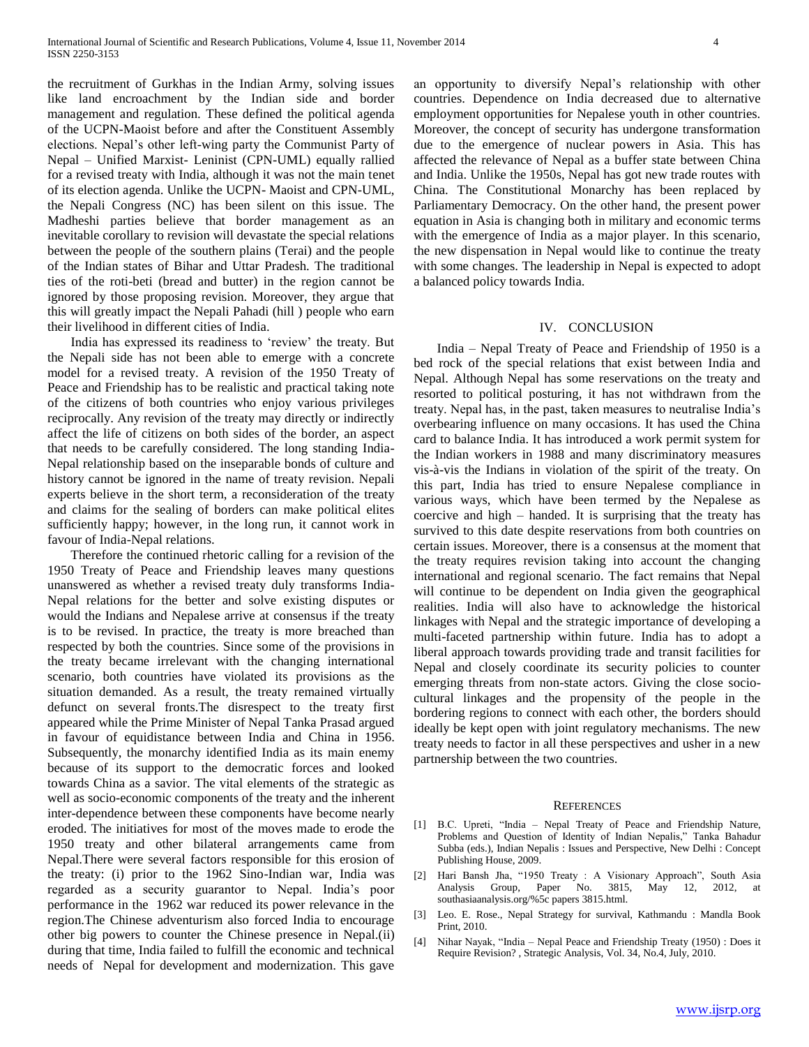the recruitment of Gurkhas in the Indian Army, solving issues like land encroachment by the Indian side and border management and regulation. These defined the political agenda of the UCPN-Maoist before and after the Constituent Assembly elections. Nepal's other left-wing party the Communist Party of Nepal – Unified Marxist- Leninist (CPN-UML) equally rallied for a revised treaty with India, although it was not the main tenet of its election agenda. Unlike the UCPN- Maoist and CPN-UML, the Nepali Congress (NC) has been silent on this issue. The Madheshi parties believe that border management as an inevitable corollary to revision will devastate the special relations between the people of the southern plains (Terai) and the people of the Indian states of Bihar and Uttar Pradesh. The traditional ties of the roti-beti (bread and butter) in the region cannot be ignored by those proposing revision. Moreover, they argue that this will greatly impact the Nepali Pahadi (hill ) people who earn their livelihood in different cities of India.

India has expressed its readiness to 'review' the treaty. But the Nepali side has not been able to emerge with a concrete model for a revised treaty. A revision of the 1950 Treaty of Peace and Friendship has to be realistic and practical taking note of the citizens of both countries who enjoy various privileges reciprocally. Any revision of the treaty may directly or indirectly affect the life of citizens on both sides of the border, an aspect that needs to be carefully considered. The long standing India-Nepal relationship based on the inseparable bonds of culture and history cannot be ignored in the name of treaty revision. Nepali experts believe in the short term, a reconsideration of the treaty and claims for the sealing of borders can make political elites sufficiently happy; however, in the long run, it cannot work in favour of India-Nepal relations.

Therefore the continued rhetoric calling for a revision of the 1950 Treaty of Peace and Friendship leaves many questions unanswered as whether a revised treaty duly transforms India-Nepal relations for the better and solve existing disputes or would the Indians and Nepalese arrive at consensus if the treaty is to be revised. In practice, the treaty is more breached than respected by both the countries. Since some of the provisions in the treaty became irrelevant with the changing international scenario, both countries have violated its provisions as the situation demanded. As a result, the treaty remained virtually defunct on several fronts.The disrespect to the treaty first appeared while the Prime Minister of Nepal Tanka Prasad argued in favour of equidistance between India and China in 1956. Subsequently, the monarchy identified India as its main enemy because of its support to the democratic forces and looked towards China as a savior. The vital elements of the strategic as well as socio-economic components of the treaty and the inherent inter-dependence between these components have become nearly eroded. The initiatives for most of the moves made to erode the 1950 treaty and other bilateral arrangements came from Nepal.There were several factors responsible for this erosion of the treaty: (i) prior to the 1962 Sino-Indian war, India was regarded as a security guarantor to Nepal. India's poor performance in the 1962 war reduced its power relevance in the region.The Chinese adventurism also forced India to encourage other big powers to counter the Chinese presence in Nepal.(ii) during that time, India failed to fulfill the economic and technical needs of Nepal for development and modernization. This gave an opportunity to diversify Nepal's relationship with other countries. Dependence on India decreased due to alternative employment opportunities for Nepalese youth in other countries. Moreover, the concept of security has undergone transformation due to the emergence of nuclear powers in Asia. This has affected the relevance of Nepal as a buffer state between China and India. Unlike the 1950s, Nepal has got new trade routes with China. The Constitutional Monarchy has been replaced by Parliamentary Democracy. On the other hand, the present power equation in Asia is changing both in military and economic terms with the emergence of India as a major player. In this scenario, the new dispensation in Nepal would like to continue the treaty with some changes. The leadership in Nepal is expected to adopt a balanced policy towards India.

## IV. CONCLUSION

India – Nepal Treaty of Peace and Friendship of 1950 is a bed rock of the special relations that exist between India and Nepal. Although Nepal has some reservations on the treaty and resorted to political posturing, it has not withdrawn from the treaty. Nepal has, in the past, taken measures to neutralise India's overbearing influence on many occasions. It has used the China card to balance India. It has introduced a work permit system for the Indian workers in 1988 and many discriminatory measures vis-à-vis the Indians in violation of the spirit of the treaty. On this part, India has tried to ensure Nepalese compliance in various ways, which have been termed by the Nepalese as coercive and high – handed. It is surprising that the treaty has survived to this date despite reservations from both countries on certain issues. Moreover, there is a consensus at the moment that the treaty requires revision taking into account the changing international and regional scenario. The fact remains that Nepal will continue to be dependent on India given the geographical realities. India will also have to acknowledge the historical linkages with Nepal and the strategic importance of developing a multi-faceted partnership within future. India has to adopt a liberal approach towards providing trade and transit facilities for Nepal and closely coordinate its security policies to counter emerging threats from non-state actors. Giving the close socio-cultural linkages and the propensity of the people in the bordering regions to connect with each other, the borders should ideally be kept open with joint regulatory mechanisms. The new treaty needs to factor in all these perspectives and usher in a new partnership between the two countries.

## REFERENCES

[1] B.C. Upreti, "India – Nepal Treaty of Peace and Friendship Nature, Problems and Question of Identity of Indian Nepalis," Tanka Bahadur Subba (eds.), Indian Nepalis : Issues and Perspective, New Delhi : Concept Publishing House, 2009.

[2] Hari Bansh Jha, "1950 Treaty : A Visionary Approach", South Asia Analysis Group, Paper No. 3815, May 12, 2012, at southasiaanalysis.org/%5c papers 3815.html.

[3] Leo. E. Rose., Nepal Strategy for survival, Kathmandu : Mandla Book Print, 2010.

[4] Nihar Nayak, "India – Nepal Peace and Friendship Treaty (1950) : Does it Require Revision? , Strategic Analysis, Vol. 34, No.4, July, 2010.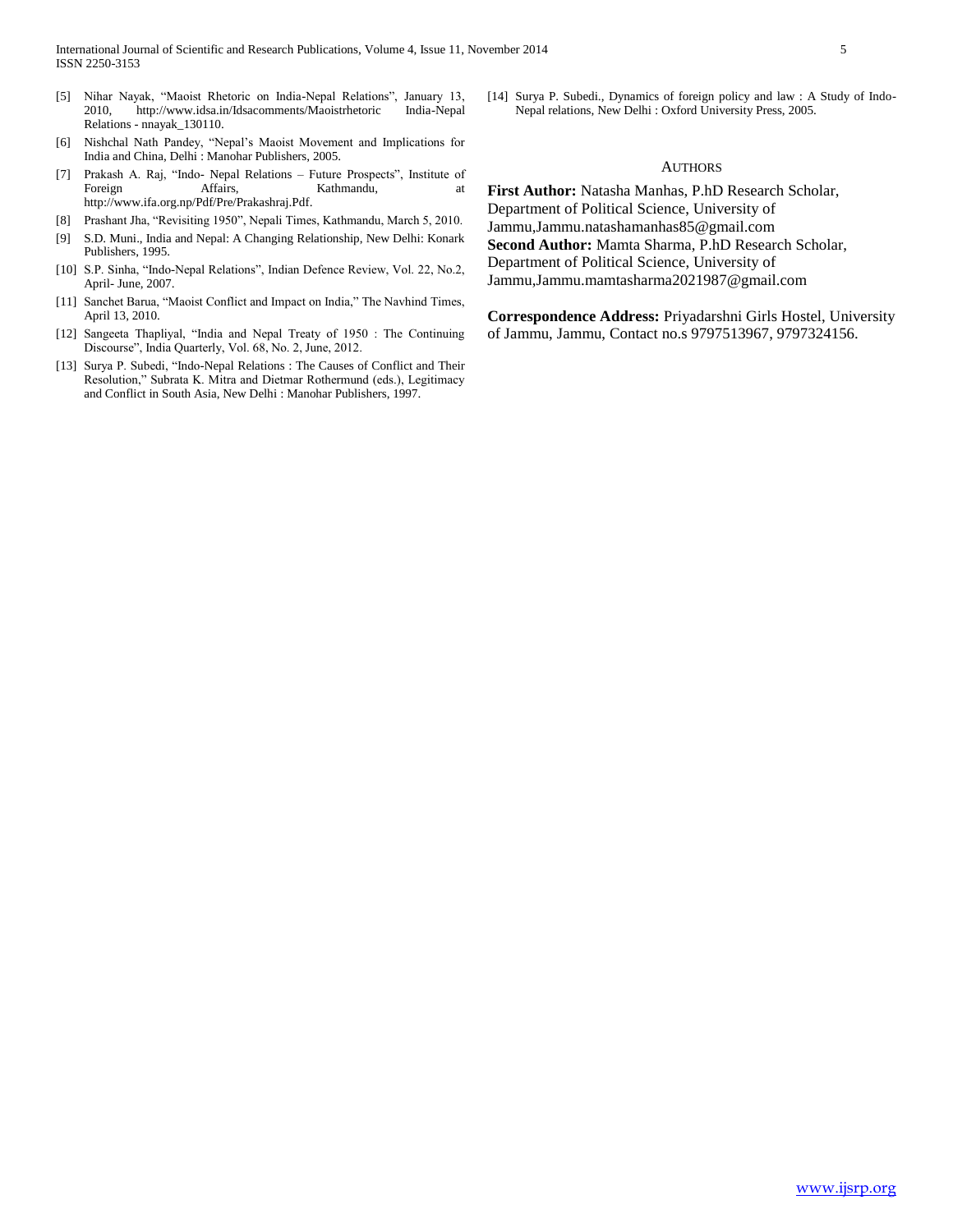[5] Nihar Nayak, "Maoist Rhetoric on India-Nepal Relations", January 13, 2010, http://www.idsa.in/Idsacomments/Maoistrhetoric India-Nepal Relations - nnayak_130110.

[6] Nishchal Nath Pandey, "Nepal's Maoist Movement and Implications for India and China, Delhi : Manohar Publishers, 2005.

[7] Prakash A. Raj, "Indo- Nepal Relations – Future Prospects", Institute of Foreign Affairs, Kathmandu, at http://www.ifa.org.np/Pdf/Pre/Prakashraj.Pdf.

[8] Prashant Jha, "Revisiting 1950", Nepali Times, Kathmandu, March 5, 2010.

[9] S.D. Muni., India and Nepal: A Changing Relationship, New Delhi: Konark Publishers, 1995.

[10] S.P. Sinha, "Indo-Nepal Relations", Indian Defence Review, Vol. 22, No.2, April- June, 2007.

[11] Sanchet Barua, "Maoist Conflict and Impact on India," The Navhind Times, April 13, 2010.

[12] Sangeeta Thapliyal, "India and Nepal Treaty of 1950 : The Continuing Discourse", India Quarterly, Vol. 68, No. 2, June, 2012.

[13] Surya P. Subedi, "Indo-Nepal Relations : The Causes of Conflict and Their Resolution," Subrata K. Mitra and Dietmar Rothermund (eds.), Legitimacy and Conflict in South Asia, New Delhi : Manohar Publishers, 1997.

[14] Surya P. Subedi., Dynamics of foreign policy and law : A Study of Indo-Nepal relations, New Delhi : Oxford University Press, 2005.

## AUTHORS

**First Author:** Natasha Manhas, P.hD Research Scholar, Department of Political Science, University of Jammu,Jammu.natashamanhas85@gmail.com
**Second Author:** Mamta Sharma, P.hD Research Scholar, Department of Political Science, University of Jammu,Jammu.mamtasharma2021987@gmail.com

**Correspondence Address:** Priyadarshni Girls Hostel, University of Jammu, Jammu, Contact no.s 9797513967, 9797324156.